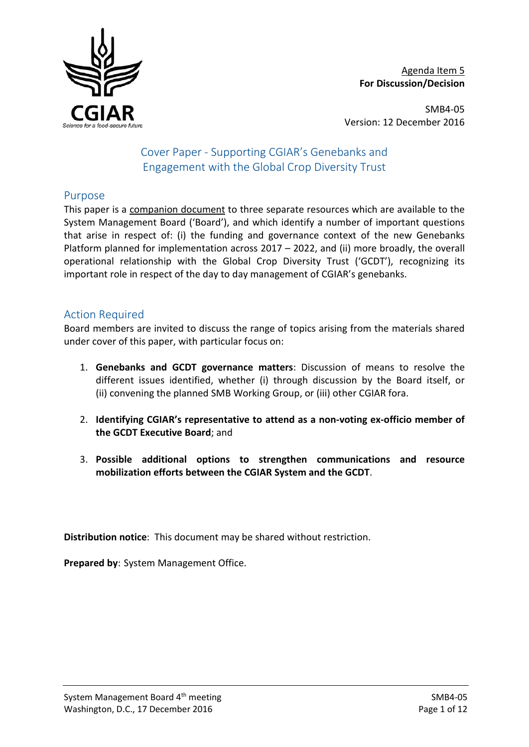Agenda Item 5
**For Discussion/Decision**

SMB4-05
Version: 12 December 2016

# Cover Paper - Supporting CGIAR's Genebanks and Engagement with the Global Crop Diversity Trust

## Purpose

This paper is a companion document to three separate resources which are available to the System Management Board ('Board'), and which identify a number of important questions that arise in respect of: (i) the funding and governance context of the new Genebanks Platform planned for implementation across 2017 – 2022, and (ii) more broadly, the overall operational relationship with the Global Crop Diversity Trust ('GCDT'), recognizing its important role in respect of the day to day management of CGIAR's genebanks.

## Action Required

Board members are invited to discuss the range of topics arising from the materials shared under cover of this paper, with particular focus on:

1. **Genebanks and GCDT governance matters**: Discussion of means to resolve the different issues identified, whether (i) through discussion by the Board itself, or (ii) convening the planned SMB Working Group, or (iii) other CGIAR fora.

2. **Identifying CGIAR's representative to attend as a non-voting ex-officio member of the GCDT Executive Board**; and

3. **Possible additional options to strengthen communications and resource mobilization efforts between the CGIAR System and the GCDT**.

**Distribution notice**: This document may be shared without restriction.

**Prepared by**: System Management Office.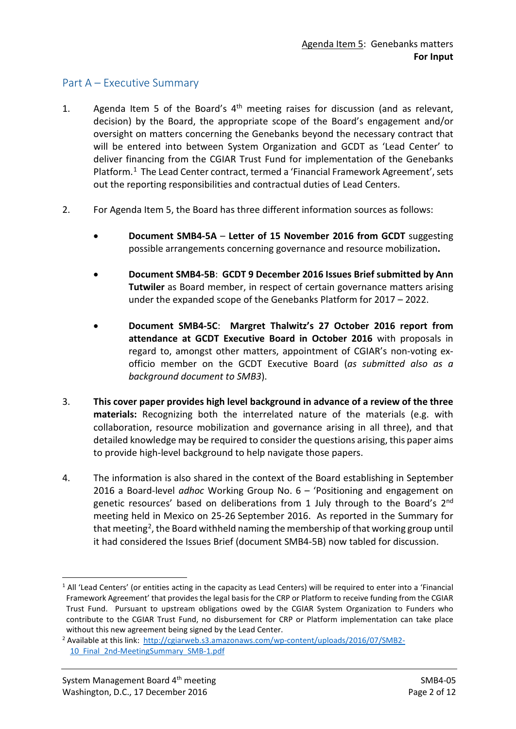Agenda Item 5: Genebanks matters
**For Input**

## Part A – Executive Summary

1. Agenda Item 5 of the Board's 4th meeting raises for discussion (and as relevant, decision) by the Board, the appropriate scope of the Board's engagement and/or oversight on matters concerning the Genebanks beyond the necessary contract that will be entered into between System Organization and GCDT as 'Lead Center' to deliver financing from the CGIAR Trust Fund for implementation of the Genebanks Platform.[1] The Lead Center contract, termed a 'Financial Framework Agreement', sets out the reporting responsibilities and contractual duties of Lead Centers.

2. For Agenda Item 5, the Board has three different information sources as follows:

   - **Document SMB4-5A** – **Letter of 15 November 2016 from GCDT** suggesting possible arrangements concerning governance and resource mobilization**.**

   - **Document SMB4-5B**: **GCDT 9 December 2016 Issues Brief submitted by Ann Tutwiler** as Board member, in respect of certain governance matters arising under the expanded scope of the Genebanks Platform for 2017 – 2022.

   - **Document SMB4-5C**: **Margret Thalwitz's 27 October 2016 report from attendance at GCDT Executive Board in October 2016** with proposals in regard to, amongst other matters, appointment of CGIAR's non-voting ex-officio member on the GCDT Executive Board (*as submitted also as a background document to SMB3*).

3. **This cover paper provides high level background in advance of a review of the three materials:** Recognizing both the interrelated nature of the materials (e.g. with collaboration, resource mobilization and governance arising in all three), and that detailed knowledge may be required to consider the questions arising, this paper aims to provide high-level background to help navigate those papers.

4. The information is also shared in the context of the Board establishing in September 2016 a Board-level *adhoc* Working Group No. 6 – 'Positioning and engagement on genetic resources' based on deliberations from 1 July through to the Board's 2nd meeting held in Mexico on 25-26 September 2016. As reported in the Summary for that meeting[2], the Board withheld naming the membership of that working group until it had considered the Issues Brief (document SMB4-5B) now tabled for discussion.

---

[1] All 'Lead Centers' (or entities acting in the capacity as Lead Centers) will be required to enter into a 'Financial Framework Agreement' that provides the legal basis for the CRP or Platform to receive funding from the CGIAR Trust Fund. Pursuant to upstream obligations owed by the CGIAR System Organization to Funders who contribute to the CGIAR Trust Fund, no disbursement for CRP or Platform implementation can take place without this new agreement being signed by the Lead Center.

[2] Available at this link: http://cgiarweb.s3.amazonaws.com/wp-content/uploads/2016/07/SMB2-10_Final_2nd-MeetingSummary_SMB-1.pdf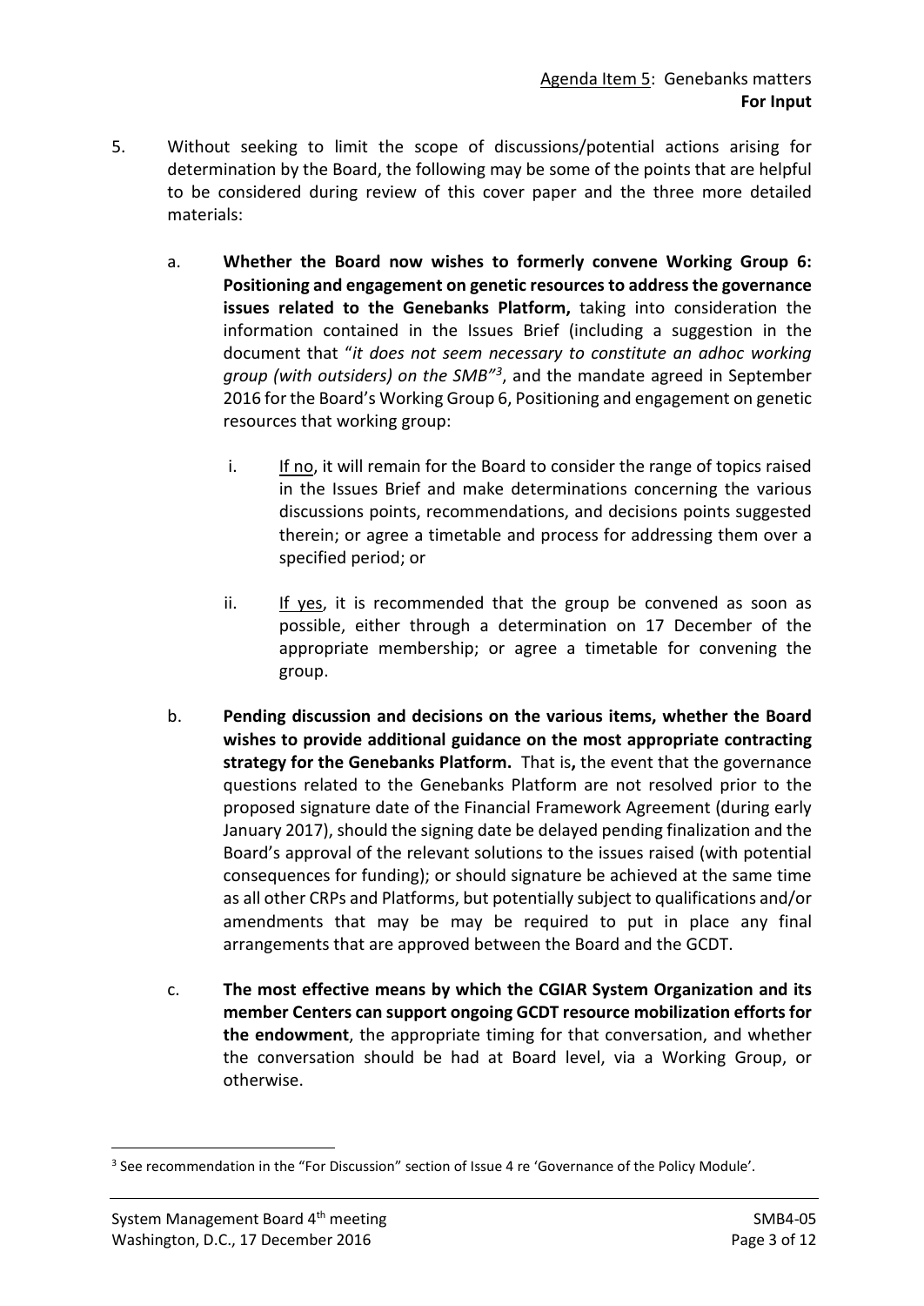Agenda Item 5: Genebanks matters
**For Input**

5. Without seeking to limit the scope of discussions/potential actions arising for determination by the Board, the following may be some of the points that are helpful to be considered during review of this cover paper and the three more detailed materials:

   a. **Whether the Board now wishes to formerly convene Working Group 6: Positioning and engagement on genetic resources to address the governance issues related to the Genebanks Platform,** taking into consideration the information contained in the Issues Brief (including a suggestion in the document that "*it does not seem necessary to constitute an adhoc working group (with outsiders) on the SMB*"[3], and the mandate agreed in September 2016 for the Board's Working Group 6, Positioning and engagement on genetic resources that working group:

      i. If no, it will remain for the Board to consider the range of topics raised in the Issues Brief and make determinations concerning the various discussions points, recommendations, and decisions points suggested therein; or agree a timetable and process for addressing them over a specified period; or

      ii. If yes, it is recommended that the group be convened as soon as possible, either through a determination on 17 December of the appropriate membership; or agree a timetable for convening the group.

   b. **Pending discussion and decisions on the various items, whether the Board wishes to provide additional guidance on the most appropriate contracting strategy for the Genebanks Platform.** That is**,** the event that the governance questions related to the Genebanks Platform are not resolved prior to the proposed signature date of the Financial Framework Agreement (during early January 2017), should the signing date be delayed pending finalization and the Board's approval of the relevant solutions to the issues raised (with potential consequences for funding); or should signature be achieved at the same time as all other CRPs and Platforms, but potentially subject to qualifications and/or amendments that may be may be required to put in place any final arrangements that are approved between the Board and the GCDT.

   c. **The most effective means by which the CGIAR System Organization and its member Centers can support ongoing GCDT resource mobilization efforts for the endowment**, the appropriate timing for that conversation, and whether the conversation should be had at Board level, via a Working Group, or otherwise.

[3] See recommendation in the "For Discussion" section of Issue 4 re 'Governance of the Policy Module'.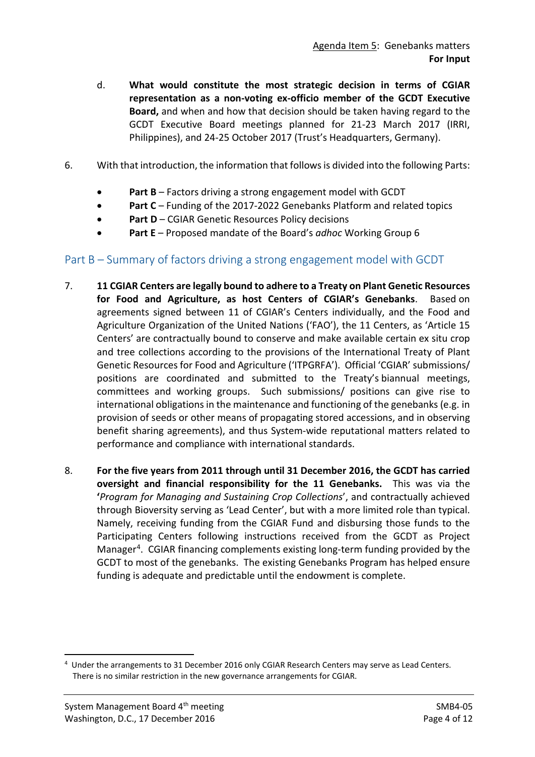d. **What would constitute the most strategic decision in terms of CGIAR representation as a non-voting ex-officio member of the GCDT Executive Board,** and when and how that decision should be taken having regard to the GCDT Executive Board meetings planned for 21-23 March 2017 (IRRI, Philippines), and 24-25 October 2017 (Trust's Headquarters, Germany).

6. With that introduction, the information that follows is divided into the following Parts:

- **Part B** – Factors driving a strong engagement model with GCDT
- **Part C** – Funding of the 2017-2022 Genebanks Platform and related topics
- **Part D** – CGIAR Genetic Resources Policy decisions
- **Part E** – Proposed mandate of the Board's *adhoc* Working Group 6

## Part B – Summary of factors driving a strong engagement model with GCDT

7. **11 CGIAR Centers are legally bound to adhere to a Treaty on Plant Genetic Resources for Food and Agriculture, as host Centers of CGIAR's Genebanks**. Based on agreements signed between 11 of CGIAR's Centers individually, and the Food and Agriculture Organization of the United Nations ('FAO'), the 11 Centers, as 'Article 15 Centers' are contractually bound to conserve and make available certain ex situ crop and tree collections according to the provisions of the International Treaty of Plant Genetic Resources for Food and Agriculture ('ITPGRFA'). Official 'CGIAR' submissions/ positions are coordinated and submitted to the Treaty's biannual meetings, committees and working groups. Such submissions/ positions can give rise to international obligations in the maintenance and functioning of the genebanks (e.g. in provision of seeds or other means of propagating stored accessions, and in observing benefit sharing agreements), and thus System-wide reputational matters related to performance and compliance with international standards.

8. **For the five years from 2011 through until 31 December 2016, the GCDT has carried oversight and financial responsibility for the 11 Genebanks.** This was via the **'***Program for Managing and Sustaining Crop Collections*', and contractually achieved through Bioversity serving as 'Lead Center', but with a more limited role than typical. Namely, receiving funding from the CGIAR Fund and disbursing those funds to the Participating Centers following instructions received from the GCDT as Project Manager[4]. CGIAR financing complements existing long-term funding provided by the GCDT to most of the genebanks. The existing Genebanks Program has helped ensure funding is adequate and predictable until the endowment is complete.

[4] Under the arrangements to 31 December 2016 only CGIAR Research Centers may serve as Lead Centers. There is no similar restriction in the new governance arrangements for CGIAR.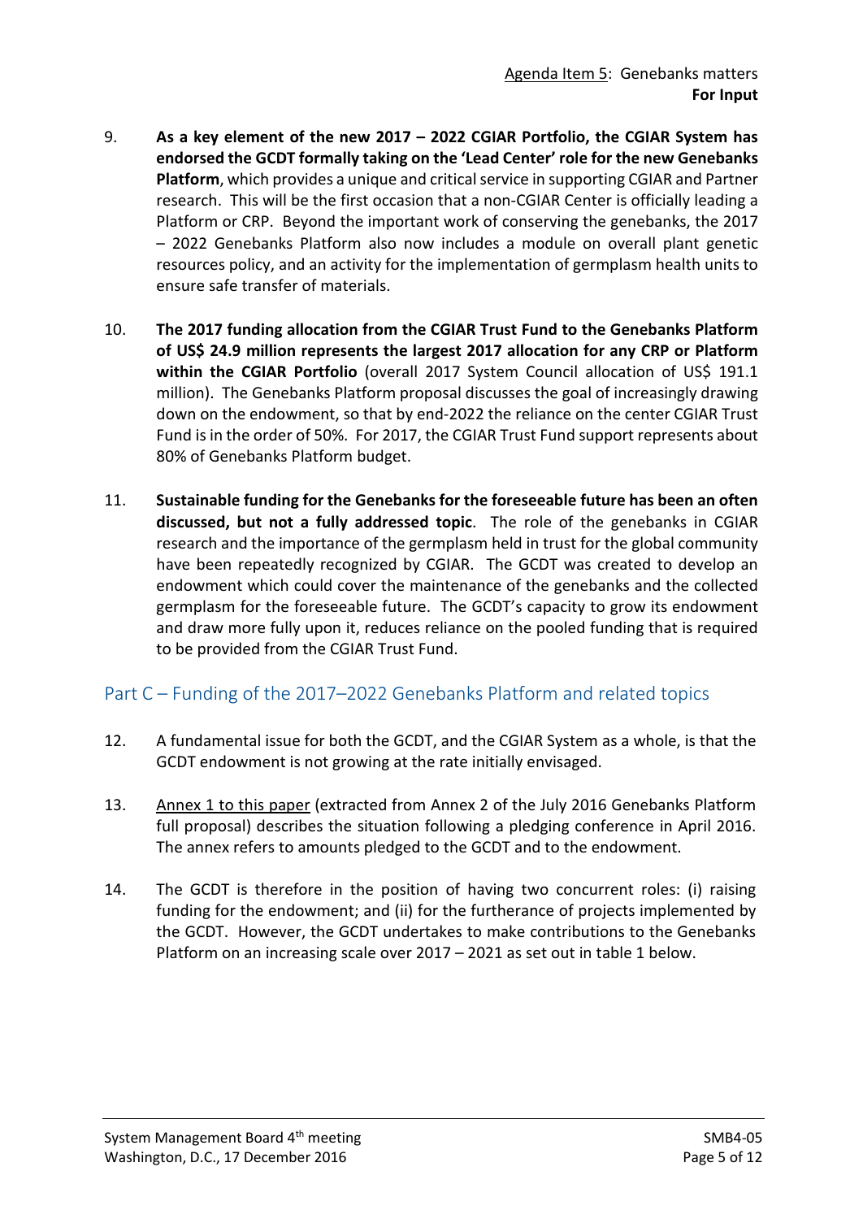Agenda Item 5: Genebanks matters
**For Input**

9. **As a key element of the new 2017 – 2022 CGIAR Portfolio, the CGIAR System has endorsed the GCDT formally taking on the 'Lead Center' role for the new Genebanks Platform**, which provides a unique and critical service in supporting CGIAR and Partner research. This will be the first occasion that a non-CGIAR Center is officially leading a Platform or CRP. Beyond the important work of conserving the genebanks, the 2017 – 2022 Genebanks Platform also now includes a module on overall plant genetic resources policy, and an activity for the implementation of germplasm health units to ensure safe transfer of materials.

10. **The 2017 funding allocation from the CGIAR Trust Fund to the Genebanks Platform of US$ 24.9 million represents the largest 2017 allocation for any CRP or Platform within the CGIAR Portfolio** (overall 2017 System Council allocation of US$ 191.1 million). The Genebanks Platform proposal discusses the goal of increasingly drawing down on the endowment, so that by end-2022 the reliance on the center CGIAR Trust Fund is in the order of 50%. For 2017, the CGIAR Trust Fund support represents about 80% of Genebanks Platform budget.

11. **Sustainable funding for the Genebanks for the foreseeable future has been an often discussed, but not a fully addressed topic**. The role of the genebanks in CGIAR research and the importance of the germplasm held in trust for the global community have been repeatedly recognized by CGIAR. The GCDT was created to develop an endowment which could cover the maintenance of the genebanks and the collected germplasm for the foreseeable future. The GCDT's capacity to grow its endowment and draw more fully upon it, reduces reliance on the pooled funding that is required to be provided from the CGIAR Trust Fund.

## Part C – Funding of the 2017–2022 Genebanks Platform and related topics

12. A fundamental issue for both the GCDT, and the CGIAR System as a whole, is that the GCDT endowment is not growing at the rate initially envisaged.

13. Annex 1 to this paper (extracted from Annex 2 of the July 2016 Genebanks Platform full proposal) describes the situation following a pledging conference in April 2016. The annex refers to amounts pledged to the GCDT and to the endowment.

14. The GCDT is therefore in the position of having two concurrent roles: (i) raising funding for the endowment; and (ii) for the furtherance of projects implemented by the GCDT. However, the GCDT undertakes to make contributions to the Genebanks Platform on an increasing scale over 2017 – 2021 as set out in table 1 below.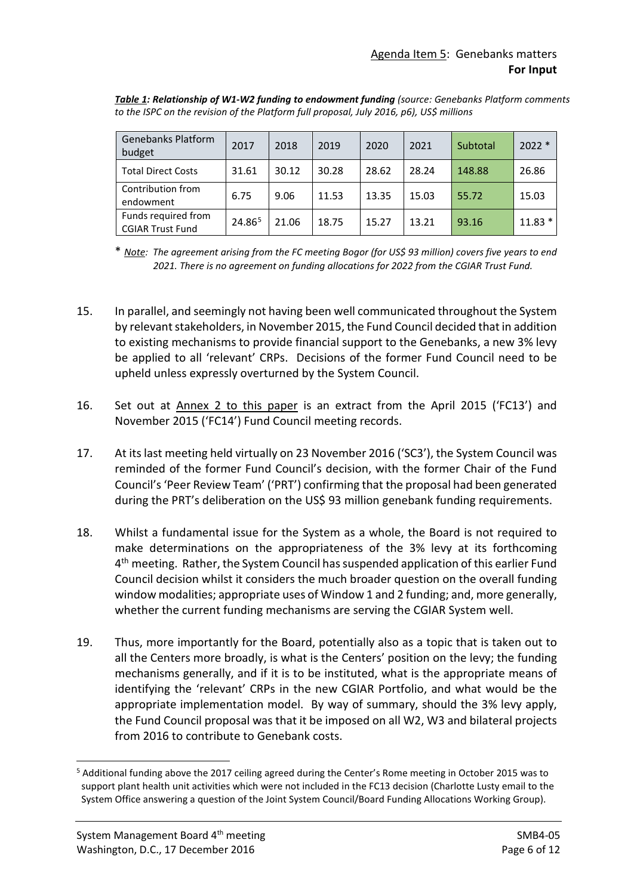Agenda Item 5: Genebanks matters
**For Input**

***Table 1*: *Relationship of W1-W2 funding to endowment funding*** *(source: Genebanks Platform comments to the ISPC on the revision of the Platform full proposal, July 2016, p6), US$ millions*

| Genebanks Platform budget | 2017 | 2018 | 2019 | 2020 | 2021 | Subtotal | 2022 * |
|---|---|---|---|---|---|---|---|
| Total Direct Costs | 31.61 | 30.12 | 30.28 | 28.62 | 28.24 | 148.88 | 26.86 |
| Contribution from endowment | 6.75 | 9.06 | 11.53 | 13.35 | 15.03 | 55.72 | 15.03 |
| Funds required from CGIAR Trust Fund | 24.86[5] | 21.06 | 18.75 | 15.27 | 13.21 | 93.16 | 11.83 * |

\* *Note: The agreement arising from the FC meeting Bogor (for US$ 93 million) covers five years to end 2021. There is no agreement on funding allocations for 2022 from the CGIAR Trust Fund.*

15. In parallel, and seemingly not having been well communicated throughout the System by relevant stakeholders, in November 2015, the Fund Council decided that in addition to existing mechanisms to provide financial support to the Genebanks, a new 3% levy be applied to all 'relevant' CRPs. Decisions of the former Fund Council need to be upheld unless expressly overturned by the System Council.

16. Set out at Annex 2 to this paper is an extract from the April 2015 ('FC13') and November 2015 ('FC14') Fund Council meeting records.

17. At its last meeting held virtually on 23 November 2016 ('SC3'), the System Council was reminded of the former Fund Council's decision, with the former Chair of the Fund Council's 'Peer Review Team' ('PRT') confirming that the proposal had been generated during the PRT's deliberation on the US$ 93 million genebank funding requirements.

18. Whilst a fundamental issue for the System as a whole, the Board is not required to make determinations on the appropriateness of the 3% levy at its forthcoming 4th meeting. Rather, the System Council has suspended application of this earlier Fund Council decision whilst it considers the much broader question on the overall funding window modalities; appropriate uses of Window 1 and 2 funding; and, more generally, whether the current funding mechanisms are serving the CGIAR System well.

19. Thus, more importantly for the Board, potentially also as a topic that is taken out to all the Centers more broadly, is what is the Centers' position on the levy; the funding mechanisms generally, and if it is to be instituted, what is the appropriate means of identifying the 'relevant' CRPs in the new CGIAR Portfolio, and what would be the appropriate implementation model. By way of summary, should the 3% levy apply, the Fund Council proposal was that it be imposed on all W2, W3 and bilateral projects from 2016 to contribute to Genebank costs.

[5] Additional funding above the 2017 ceiling agreed during the Center's Rome meeting in October 2015 was to support plant health unit activities which were not included in the FC13 decision (Charlotte Lusty email to the System Office answering a question of the Joint System Council/Board Funding Allocations Working Group).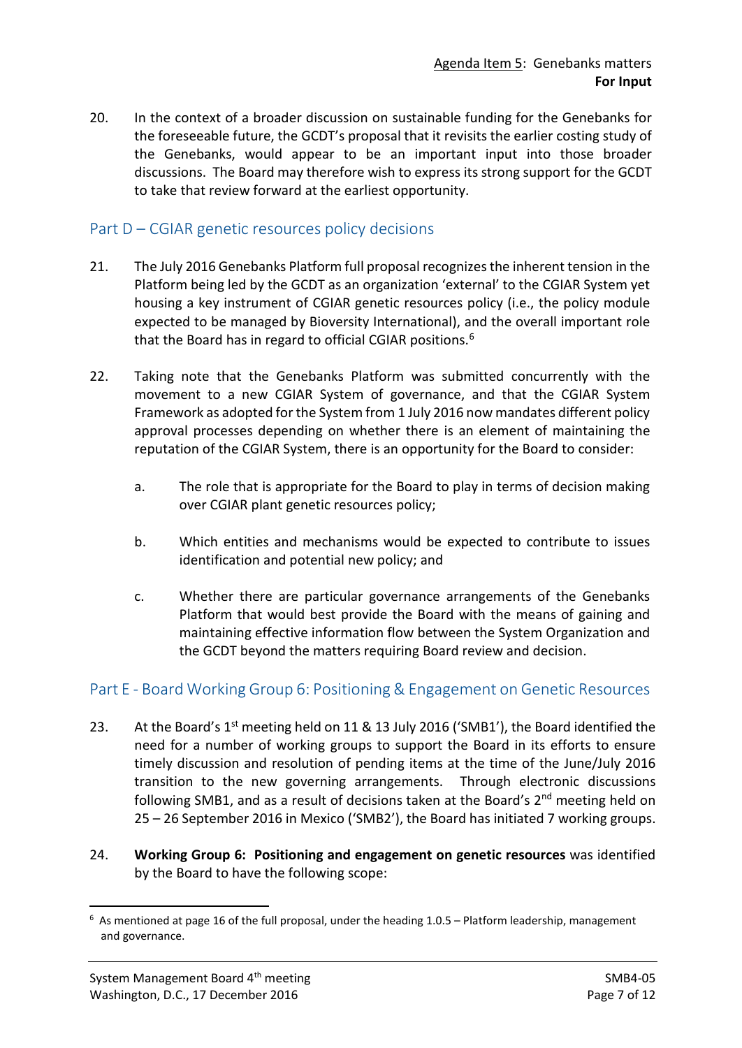20. In the context of a broader discussion on sustainable funding for the Genebanks for the foreseeable future, the GCDT's proposal that it revisits the earlier costing study of the Genebanks, would appear to be an important input into those broader discussions. The Board may therefore wish to express its strong support for the GCDT to take that review forward at the earliest opportunity.

## Part D – CGIAR genetic resources policy decisions

21. The July 2016 Genebanks Platform full proposal recognizes the inherent tension in the Platform being led by the GCDT as an organization 'external' to the CGIAR System yet housing a key instrument of CGIAR genetic resources policy (i.e., the policy module expected to be managed by Bioversity International), and the overall important role that the Board has in regard to official CGIAR positions.[6]

22. Taking note that the Genebanks Platform was submitted concurrently with the movement to a new CGIAR System of governance, and that the CGIAR System Framework as adopted for the System from 1 July 2016 now mandates different policy approval processes depending on whether there is an element of maintaining the reputation of the CGIAR System, there is an opportunity for the Board to consider:

    a. The role that is appropriate for the Board to play in terms of decision making over CGIAR plant genetic resources policy;

    b. Which entities and mechanisms would be expected to contribute to issues identification and potential new policy; and

    c. Whether there are particular governance arrangements of the Genebanks Platform that would best provide the Board with the means of gaining and maintaining effective information flow between the System Organization and the GCDT beyond the matters requiring Board review and decision.

## Part E - Board Working Group 6: Positioning & Engagement on Genetic Resources

23. At the Board's 1st meeting held on 11 & 13 July 2016 ('SMB1'), the Board identified the need for a number of working groups to support the Board in its efforts to ensure timely discussion and resolution of pending items at the time of the June/July 2016 transition to the new governing arrangements. Through electronic discussions following SMB1, and as a result of decisions taken at the Board's 2nd meeting held on 25 – 26 September 2016 in Mexico ('SMB2'), the Board has initiated 7 working groups.

24. **Working Group 6: Positioning and engagement on genetic resources** was identified by the Board to have the following scope:

---

[6] As mentioned at page 16 of the full proposal, under the heading 1.0.5 – Platform leadership, management and governance.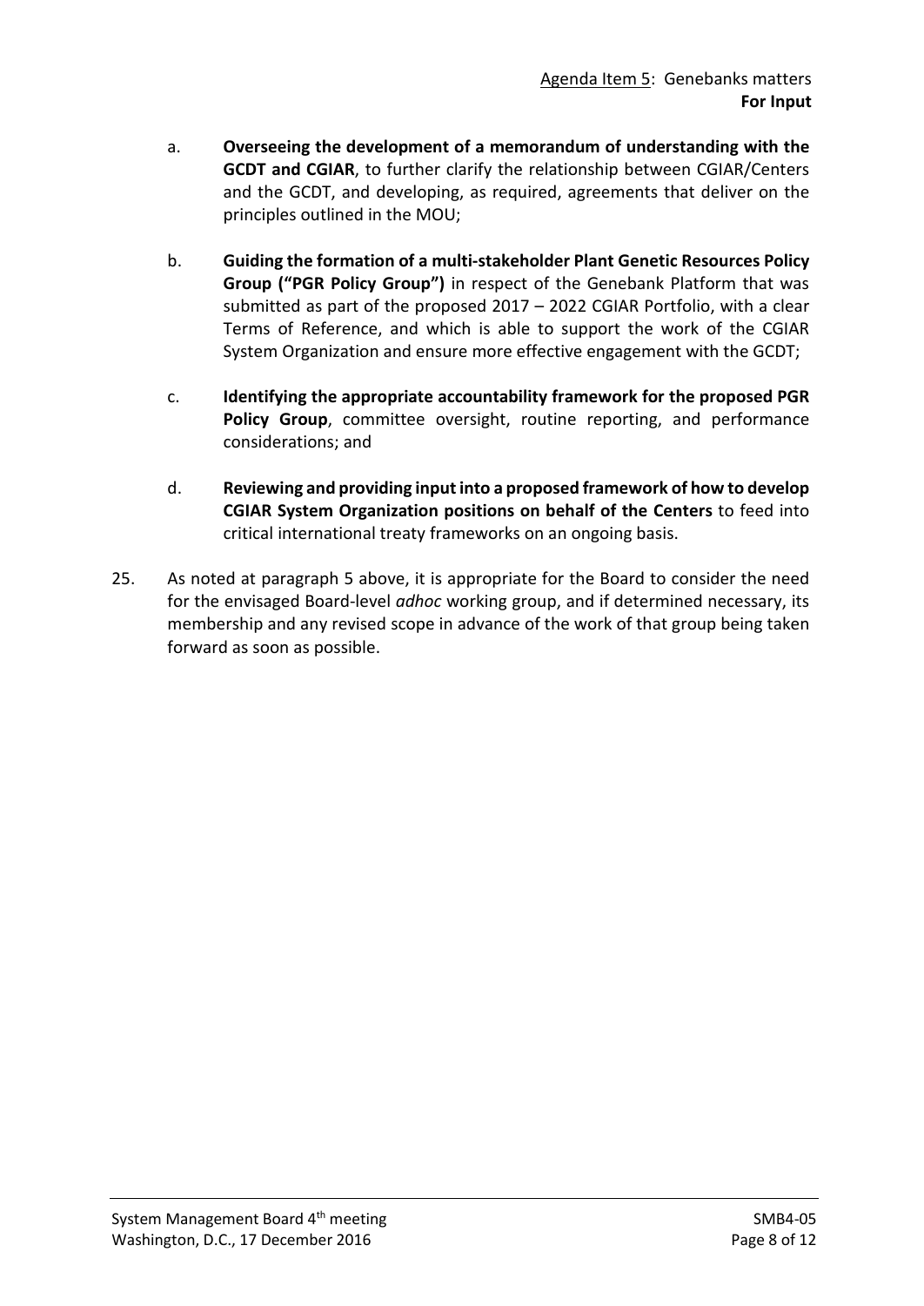Agenda Item 5: Genebanks matters
**For Input**

a. **Overseeing the development of a memorandum of understanding with the GCDT and CGIAR**, to further clarify the relationship between CGIAR/Centers and the GCDT, and developing, as required, agreements that deliver on the principles outlined in the MOU;

b. **Guiding the formation of a multi-stakeholder Plant Genetic Resources Policy Group ("PGR Policy Group")** in respect of the Genebank Platform that was submitted as part of the proposed 2017 – 2022 CGIAR Portfolio, with a clear Terms of Reference, and which is able to support the work of the CGIAR System Organization and ensure more effective engagement with the GCDT;

c. **Identifying the appropriate accountability framework for the proposed PGR Policy Group**, committee oversight, routine reporting, and performance considerations; and

d. **Reviewing and providing input into a proposed framework of how to develop CGIAR System Organization positions on behalf of the Centers** to feed into critical international treaty frameworks on an ongoing basis.

25. As noted at paragraph 5 above, it is appropriate for the Board to consider the need for the envisaged Board-level *adhoc* working group, and if determined necessary, its membership and any revised scope in advance of the work of that group being taken forward as soon as possible.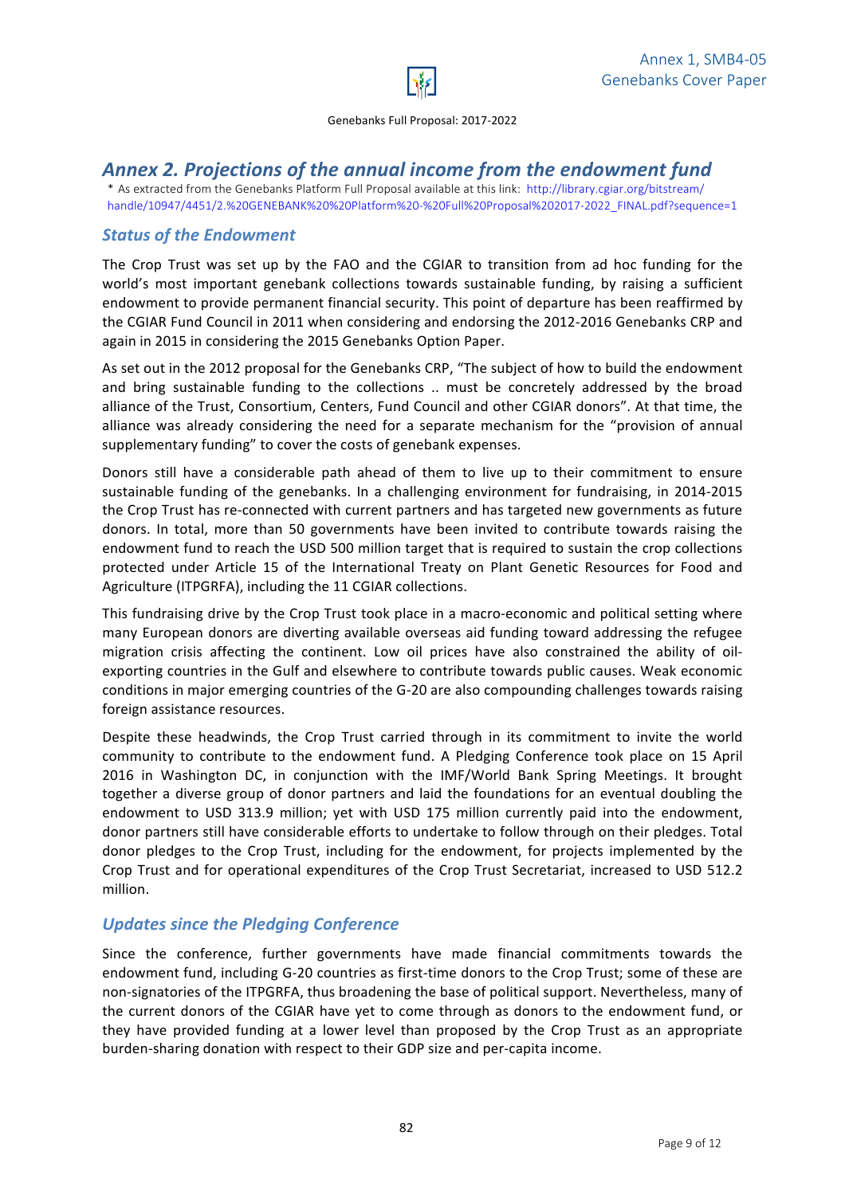## Annex 2. Projections of the annual income from the endowment fund

* As extracted from the Genebanks Platform Full Proposal available at this link: http://library.cgiar.org/bitstream/handle/10947/4451/2.%20GENEBANK%20%20Platform%20-%20Full%20Proposal%202017-2022_FINAL.pdf?sequence=1

### Status of the Endowment

The Crop Trust was set up by the FAO and the CGIAR to transition from ad hoc funding for the world's most important genebank collections towards sustainable funding, by raising a sufficient endowment to provide permanent financial security. This point of departure has been reaffirmed by the CGIAR Fund Council in 2011 when considering and endorsing the 2012-2016 Genebanks CRP and again in 2015 in considering the 2015 Genebanks Option Paper.

As set out in the 2012 proposal for the Genebanks CRP, "The subject of how to build the endowment and bring sustainable funding to the collections .. must be concretely addressed by the broad alliance of the Trust, Consortium, Centers, Fund Council and other CGIAR donors". At that time, the alliance was already considering the need for a separate mechanism for the "provision of annual supplementary funding" to cover the costs of genebank expenses.

Donors still have a considerable path ahead of them to live up to their commitment to ensure sustainable funding of the genebanks. In a challenging environment for fundraising, in 2014-2015 the Crop Trust has re-connected with current partners and has targeted new governments as future donors. In total, more than 50 governments have been invited to contribute towards raising the endowment fund to reach the USD 500 million target that is required to sustain the crop collections protected under Article 15 of the International Treaty on Plant Genetic Resources for Food and Agriculture (ITPGRFA), including the 11 CGIAR collections.

This fundraising drive by the Crop Trust took place in a macro-economic and political setting where many European donors are diverting available overseas aid funding toward addressing the refugee migration crisis affecting the continent. Low oil prices have also constrained the ability of oil-exporting countries in the Gulf and elsewhere to contribute towards public causes. Weak economic conditions in major emerging countries of the G-20 are also compounding challenges towards raising foreign assistance resources.

Despite these headwinds, the Crop Trust carried through in its commitment to invite the world community to contribute to the endowment fund. A Pledging Conference took place on 15 April 2016 in Washington DC, in conjunction with the IMF/World Bank Spring Meetings. It brought together a diverse group of donor partners and laid the foundations for an eventual doubling the endowment to USD 313.9 million; yet with USD 175 million currently paid into the endowment, donor partners still have considerable efforts to undertake to follow through on their pledges. Total donor pledges to the Crop Trust, including for the endowment, for projects implemented by the Crop Trust and for operational expenditures of the Crop Trust Secretariat, increased to USD 512.2 million.

### Updates since the Pledging Conference

Since the conference, further governments have made financial commitments towards the endowment fund, including G-20 countries as first-time donors to the Crop Trust; some of these are non-signatories of the ITPGRFA, thus broadening the base of political support. Nevertheless, many of the current donors of the CGIAR have yet to come through as donors to the endowment fund, or they have provided funding at a lower level than proposed by the Crop Trust as an appropriate burden-sharing donation with respect to their GDP size and per-capita income.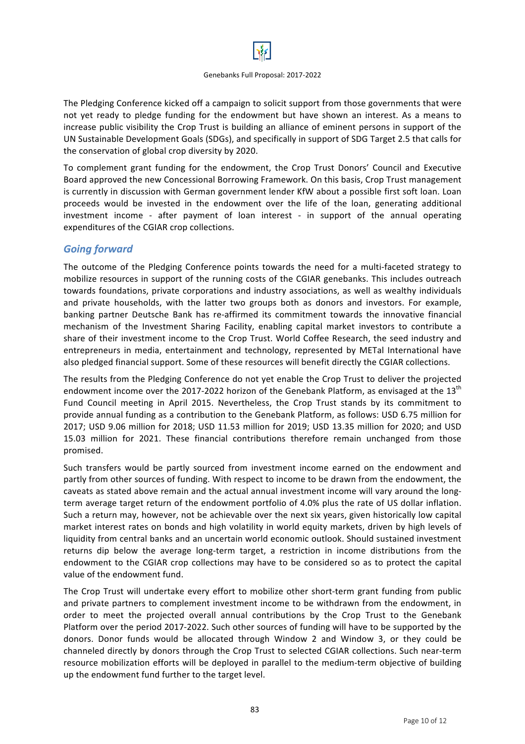The Pledging Conference kicked off a campaign to solicit support from those governments that were not yet ready to pledge funding for the endowment but have shown an interest. As a means to increase public visibility the Crop Trust is building an alliance of eminent persons in support of the UN Sustainable Development Goals (SDGs), and specifically in support of SDG Target 2.5 that calls for the conservation of global crop diversity by 2020.

To complement grant funding for the endowment, the Crop Trust Donors' Council and Executive Board approved the new Concessional Borrowing Framework. On this basis, Crop Trust management is currently in discussion with German government lender KfW about a possible first soft loan. Loan proceeds would be invested in the endowment over the life of the loan, generating additional investment income - after payment of loan interest - in support of the annual operating expenditures of the CGIAR crop collections.

## *Going forward*

The outcome of the Pledging Conference points towards the need for a multi-faceted strategy to mobilize resources in support of the running costs of the CGIAR genebanks. This includes outreach towards foundations, private corporations and industry associations, as well as wealthy individuals and private households, with the latter two groups both as donors and investors. For example, banking partner Deutsche Bank has re-affirmed its commitment towards the innovative financial mechanism of the Investment Sharing Facility, enabling capital market investors to contribute a share of their investment income to the Crop Trust. World Coffee Research, the seed industry and entrepreneurs in media, entertainment and technology, represented by METal International have also pledged financial support. Some of these resources will benefit directly the CGIAR collections.

The results from the Pledging Conference do not yet enable the Crop Trust to deliver the projected endowment income over the 2017-2022 horizon of the Genebank Platform, as envisaged at the 13th Fund Council meeting in April 2015. Nevertheless, the Crop Trust stands by its commitment to provide annual funding as a contribution to the Genebank Platform, as follows: USD 6.75 million for 2017; USD 9.06 million for 2018; USD 11.53 million for 2019; USD 13.35 million for 2020; and USD 15.03 million for 2021. These financial contributions therefore remain unchanged from those promised.

Such transfers would be partly sourced from investment income earned on the endowment and partly from other sources of funding. With respect to income to be drawn from the endowment, the caveats as stated above remain and the actual annual investment income will vary around the long-term average target return of the endowment portfolio of 4.0% plus the rate of US dollar inflation. Such a return may, however, not be achievable over the next six years, given historically low capital market interest rates on bonds and high volatility in world equity markets, driven by high levels of liquidity from central banks and an uncertain world economic outlook. Should sustained investment returns dip below the average long-term target, a restriction in income distributions from the endowment to the CGIAR crop collections may have to be considered so as to protect the capital value of the endowment fund.

The Crop Trust will undertake every effort to mobilize other short-term grant funding from public and private partners to complement investment income to be withdrawn from the endowment, in order to meet the projected overall annual contributions by the Crop Trust to the Genebank Platform over the period 2017-2022. Such other sources of funding will have to be supported by the donors. Donor funds would be allocated through Window 2 and Window 3, or they could be channeled directly by donors through the Crop Trust to selected CGIAR collections. Such near-term resource mobilization efforts will be deployed in parallel to the medium-term objective of building up the endowment fund further to the target level.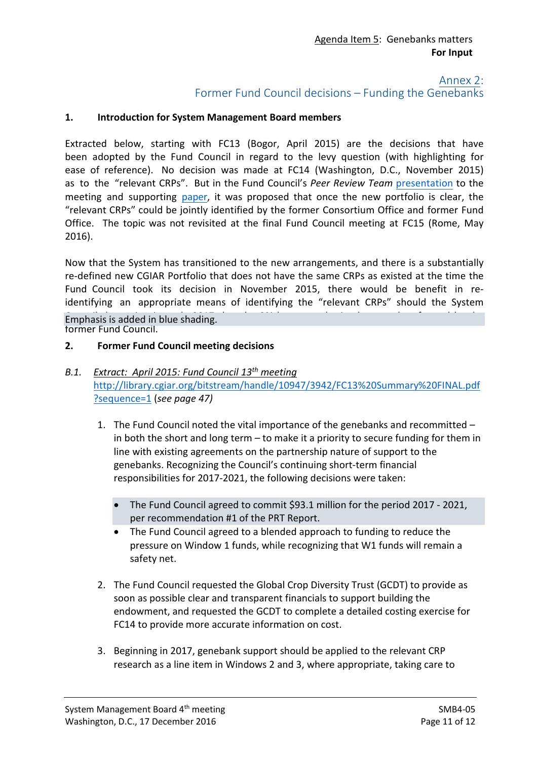Agenda Item 5: Genebanks matters
**For Input**

## Annex 2: Former Fund Council decisions – Funding the Genebanks

### 1. Introduction for System Management Board members

Extracted below, starting with FC13 (Bogor, April 2015) are the decisions that have been adopted by the Fund Council in regard to the levy question (with highlighting for ease of reference). No decision was made at FC14 (Washington, D.C., November 2015) as to the "relevant CRPs". But in the Fund Council's *Peer Review Team* presentation to the meeting and supporting paper, it was proposed that once the new portfolio is clear, the "relevant CRPs" could be jointly identified by the former Consortium Office and former Fund Office. The topic was not revisited at the final Fund Council meeting at FC15 (Rome, May 2016).

Now that the System has transitioned to the new arrangements, and there is a substantially re-defined new CGIAR Portfolio that does not have the same CRPs as existed at the time the Fund Council took its decision in November 2015, there would be benefit in re-identifying an appropriate means of identifying the "relevant CRPs" should the System

Emphasis is added in blue shading.

former Fund Council.

### 2. Former Fund Council meeting decisions

*B.1.* *Extract: April 2015: Fund Council 13th meeting*
http://library.cgiar.org/bitstream/handle/10947/3942/FC13%20Summary%20FINAL.pdf?sequence=1 (*see page 47)*

1. The Fund Council noted the vital importance of the genebanks and recommitted – in both the short and long term – to make it a priority to secure funding for them in line with existing agreements on the partnership nature of support to the genebanks. Recognizing the Council's continuing short-term financial responsibilities for 2017-2021, the following decisions were taken:

   - The Fund Council agreed to commit $93.1 million for the period 2017 - 2021, per recommendation #1 of the PRT Report.
   - The Fund Council agreed to a blended approach to funding to reduce the pressure on Window 1 funds, while recognizing that W1 funds will remain a safety net.

2. The Fund Council requested the Global Crop Diversity Trust (GCDT) to provide as soon as possible clear and transparent financials to support building the endowment, and requested the GCDT to complete a detailed costing exercise for FC14 to provide more accurate information on cost.

3. Beginning in 2017, genebank support should be applied to the relevant CRP research as a line item in Windows 2 and 3, where appropriate, taking care to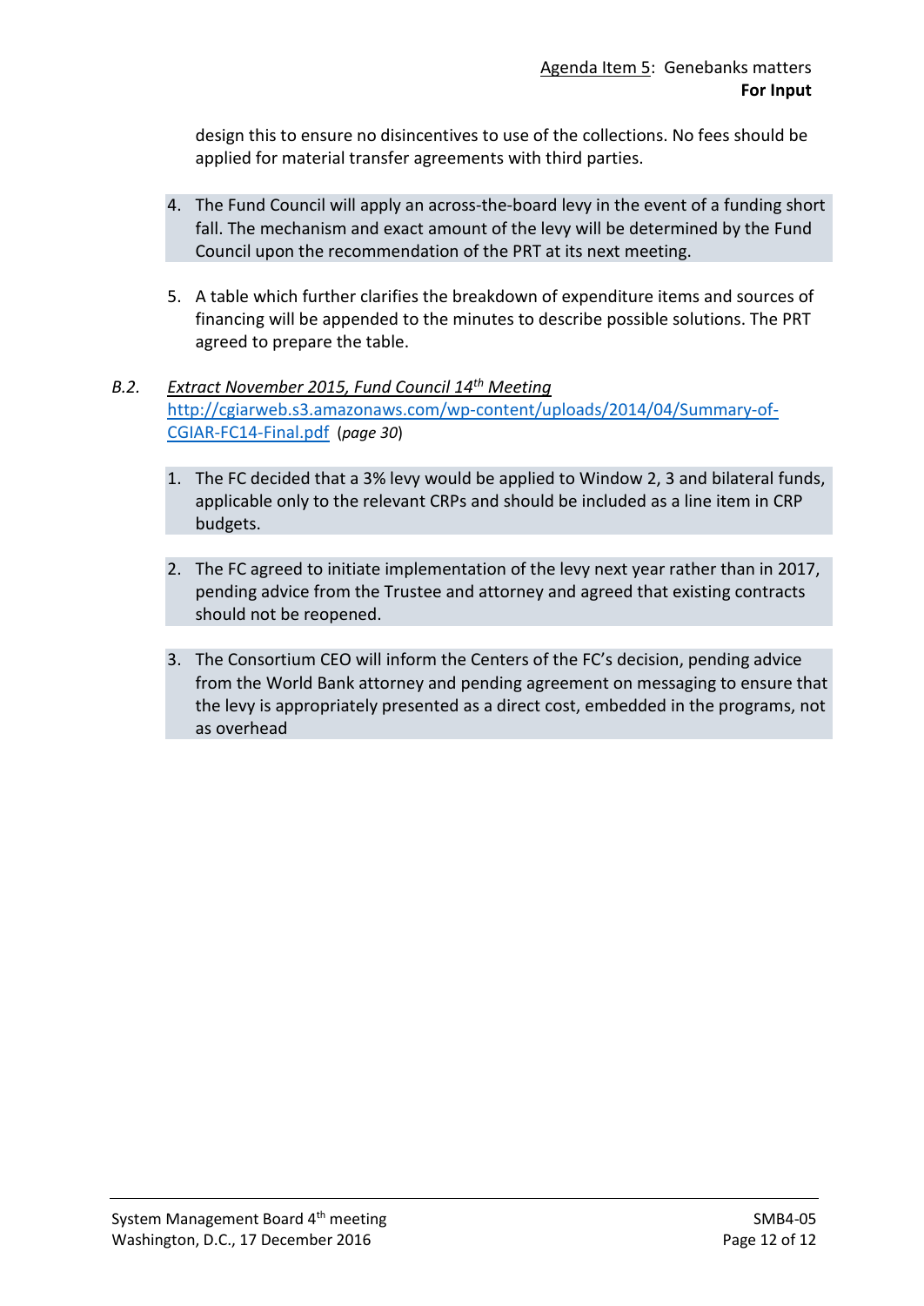design this to ensure no disincentives to use of the collections. No fees should be applied for material transfer agreements with third parties.

4. The Fund Council will apply an across-the-board levy in the event of a funding short fall. The mechanism and exact amount of the levy will be determined by the Fund Council upon the recommendation of the PRT at its next meeting.

5. A table which further clarifies the breakdown of expenditure items and sources of financing will be appended to the minutes to describe possible solutions. The PRT agreed to prepare the table.

*B.2.* *Extract November 2015, Fund Council 14th Meeting*
http://cgiarweb.s3.amazonaws.com/wp-content/uploads/2014/04/Summary-of-CGIAR-FC14-Final.pdf (*page 30*)

1. The FC decided that a 3% levy would be applied to Window 2, 3 and bilateral funds, applicable only to the relevant CRPs and should be included as a line item in CRP budgets.

2. The FC agreed to initiate implementation of the levy next year rather than in 2017, pending advice from the Trustee and attorney and agreed that existing contracts should not be reopened.

3. The Consortium CEO will inform the Centers of the FC's decision, pending advice from the World Bank attorney and pending agreement on messaging to ensure that the levy is appropriately presented as a direct cost, embedded in the programs, not as overhead